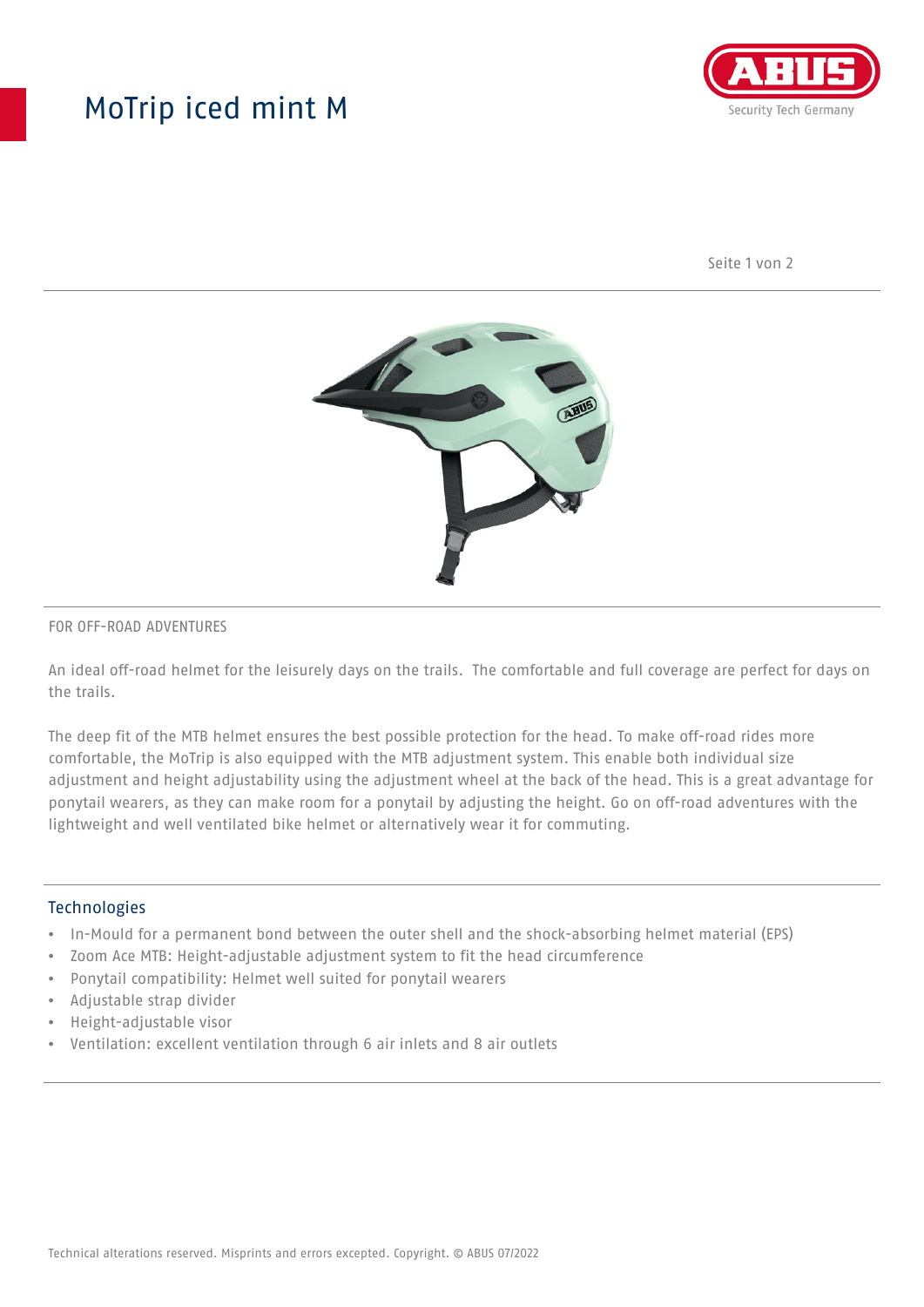# MoTrip iced mint M

FOR OFF-ROAD ADVENTURES

An ideal off-road helmet for the leisurely days on the trails. The comfortable and full coverage are perfect for days on the trails.

The deep fit of the MTB helmet ensures the best possible protection for the head. To make off-road rides more comfortable, the MoTrip is also equipped with the MTB adjustment system. This enable both individual size adjustment and height adjustability using the adjustment wheel at the back of the head. This is a great advantage for ponytail wearers, as they can make room for a ponytail by adjusting the height. Go on off-road adventures with the lightweight and well ventilated bike helmet or alternatively wear it for commuting.

## Technologies

- In-Mould for a permanent bond between the outer shell and the shock-absorbing helmet material (EPS)
- Zoom Ace MTB: Height-adjustable adjustment system to fit the head circumference
- Ponytail compatibility: Helmet well suited for ponytail wearers
- Adjustable strap divider
- Height-adjustable visor
- Ventilation: excellent ventilation through 6 air inlets and 8 air outlets

Technical alterations reserved. Misprints and errors excepted. Copyright. © ABUS 07/2022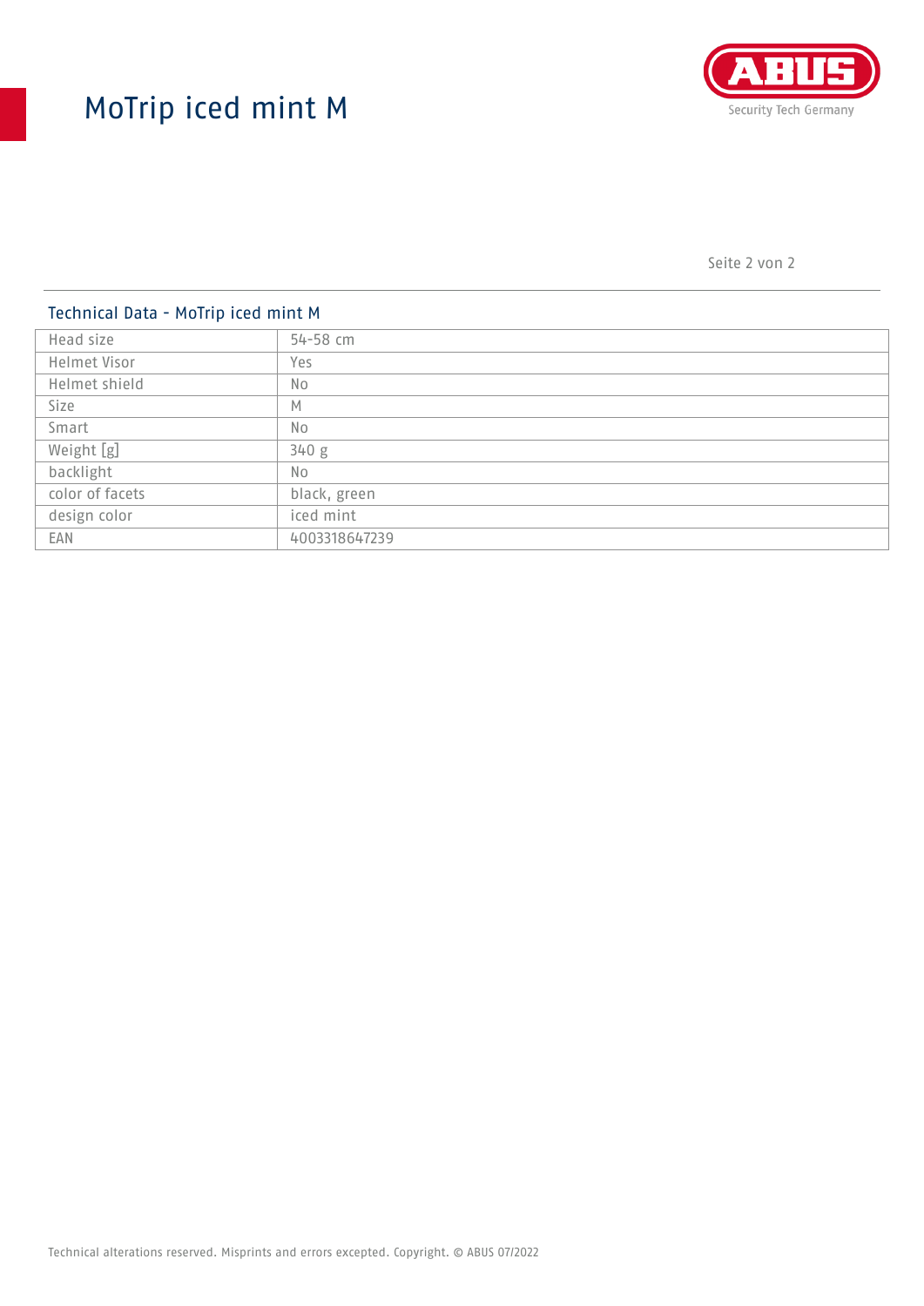# MoTrip iced mint M

## Technical Data - MoTrip iced mint M

| | |
|---|---|
| Head size | 54-58 cm |
| Helmet Visor | Yes |
| Helmet shield | No |
| Size | M |
| Smart | No |
| Weight [g] | 340 g |
| backlight | No |
| color of facets | black, green |
| design color | iced mint |
| EAN | 4003318647239 |

Technical alterations reserved. Misprints and errors excepted. Copyright. © ABUS 07/2022